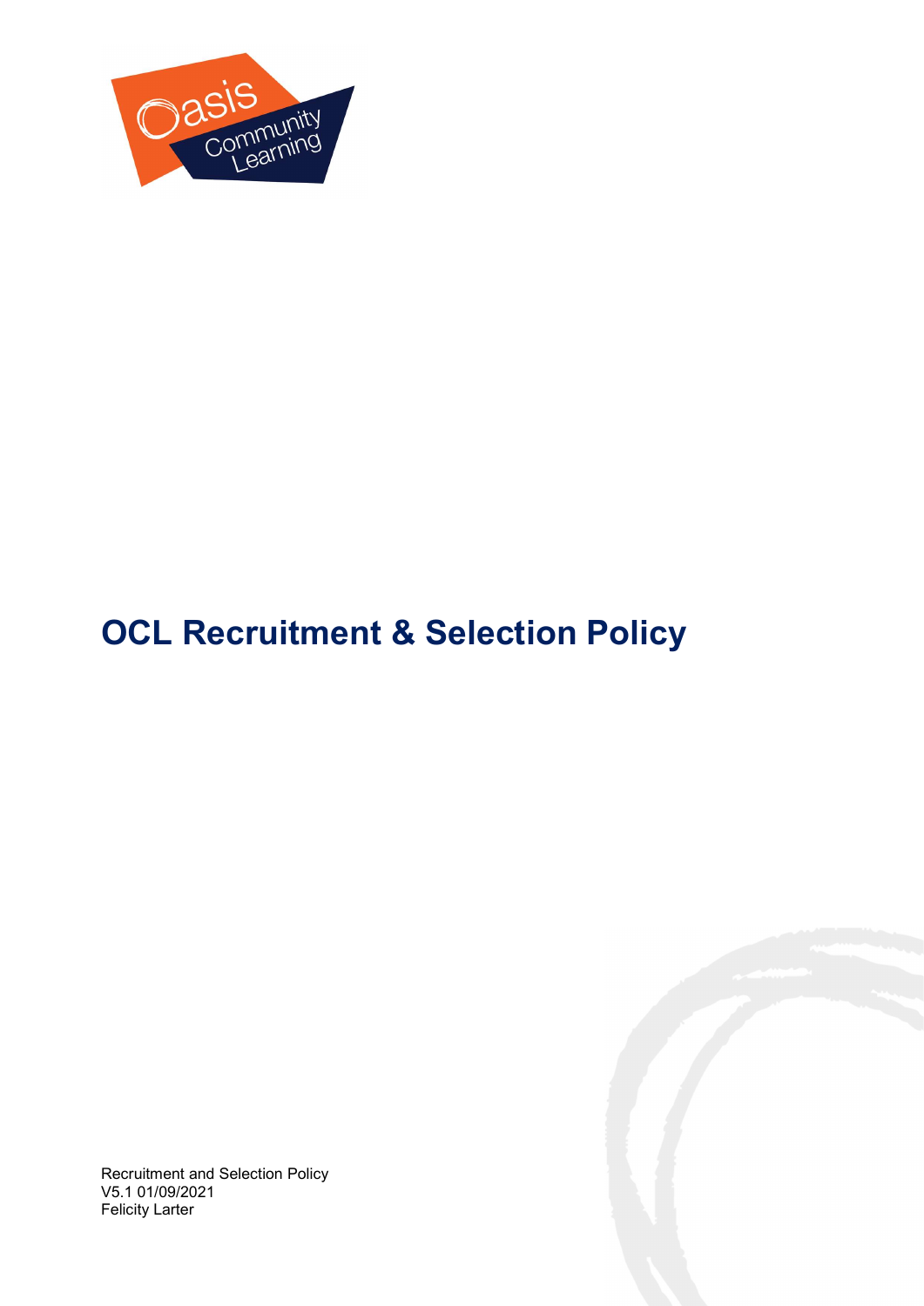# OCL Recruitment & Selection Policy

Recruitment and Selection Policy
V5.1 01/09/2021
Felicity Larter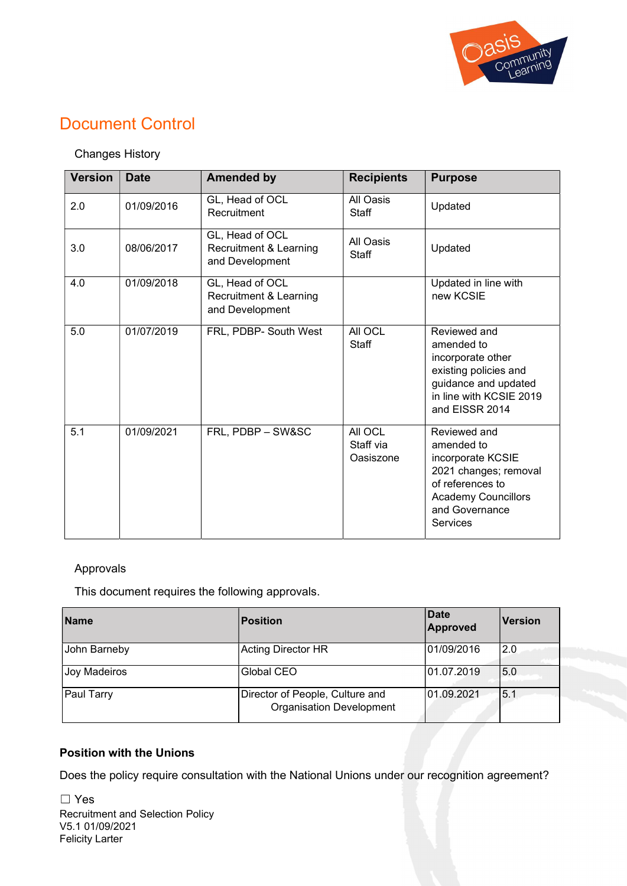# Document Control

Changes History

| Version | Date | Amended by | Recipients | Purpose |
|---|---|---|---|---|
| 2.0 | 01/09/2016 | GL, Head of OCL Recruitment | All Oasis Staff | Updated |
| 3.0 | 08/06/2017 | GL, Head of OCL Recruitment & Learning and Development | All Oasis Staff | Updated |
| 4.0 | 01/09/2018 | GL, Head of OCL Recruitment & Learning and Development | | Updated in line with new KCSIE |
| 5.0 | 01/07/2019 | FRL, PDBP- South West | All OCL Staff | Reviewed and amended to incorporate other existing policies and guidance and updated in line with KCSIE 2019 and EISSR 2014 |
| 5.1 | 01/09/2021 | FRL, PDBP – SW&SC | All OCL Staff via Oasiszone | Reviewed and amended to incorporate KCSIE 2021 changes; removal of references to Academy Councillors and Governance Services |

Approvals

This document requires the following approvals.

| Name | Position | Date Approved | Version |
|---|---|---|---|
| John Barneby | Acting Director HR | 01/09/2016 | 2.0 |
| Joy Madeiros | Global CEO | 01.07.2019 | 5.0 |
| Paul Tarry | Director of People, Culture and Organisation Development | 01.09.2021 | 5.1 |

**Position with the Unions**

Does the policy require consultation with the National Unions under our recognition agreement?

☐ Yes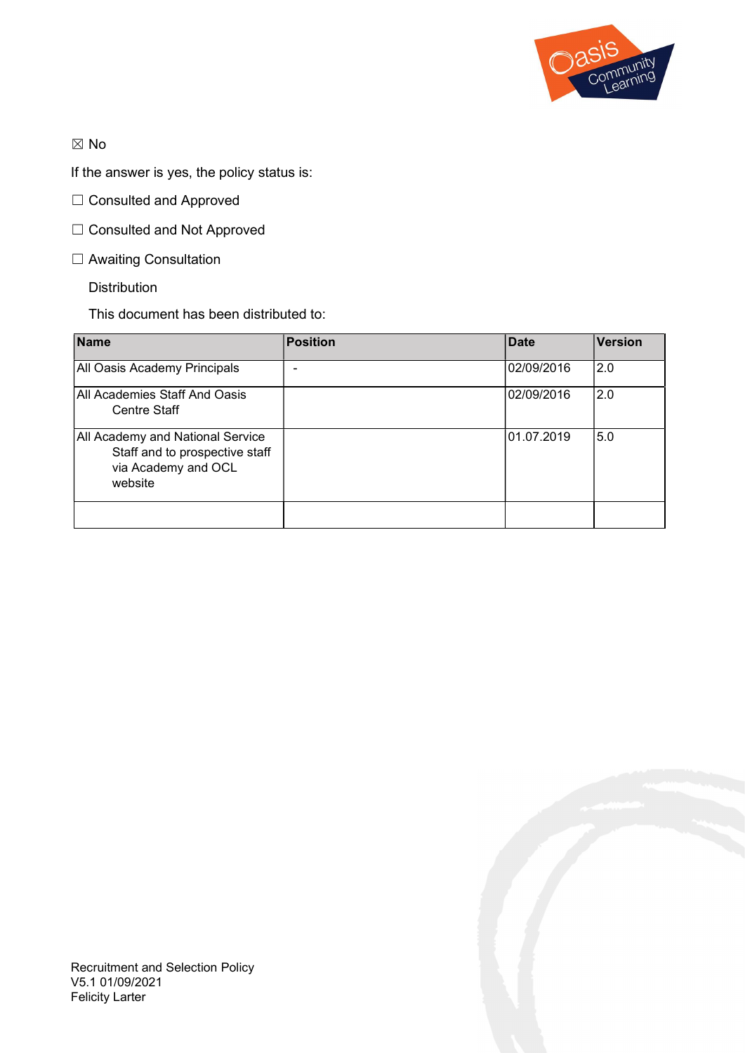☒ No

If the answer is yes, the policy status is:

☐ Consulted and Approved

☐ Consulted and Not Approved

☐ Awaiting Consultation

Distribution

This document has been distributed to:

| Name | Position | Date | Version |
|---|---|---|---|
| All Oasis Academy Principals | - | 02/09/2016 | 2.0 |
| All Academies Staff And Oasis Centre Staff | | 02/09/2016 | 2.0 |
| All Academy and National Service Staff and to prospective staff via Academy and OCL website | | 01.07.2019 | 5.0 |
| | | | |

Recruitment and Selection Policy
V5.1 01/09/2021
Felicity Larter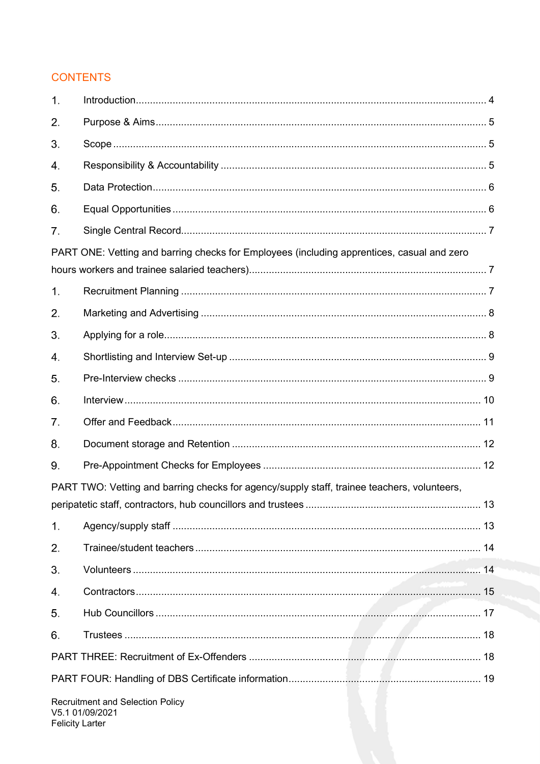## CONTENTS

1. Introduction ........................................................................................................ 4
2. Purpose & Aims ................................................................................................... 5
3. Scope .................................................................................................................. 5
4. Responsibility & Accountability ........................................................................... 5
5. Data Protection ................................................................................................... 6
6. Equal Opportunities ............................................................................................. 6
7. Single Central Record .......................................................................................... 7

PART ONE: Vetting and barring checks for Employees (including apprentices, casual and zero hours workers and trainee salaried teachers) ............................................................ 7

1. Recruitment Planning .......................................................................................... 7
2. Marketing and Advertising ................................................................................... 8
3. Applying for a role ............................................................................................... 8
4. Shortlisting and Interview Set-up ......................................................................... 9
5. Pre-Interview checks ........................................................................................... 9
6. Interview ............................................................................................................. 10
7. Offer and Feedback ............................................................................................ 11
8. Document storage and Retention ........................................................................ 12
9. Pre-Appointment Checks for Employees ............................................................. 12

PART TWO: Vetting and barring checks for agency/supply staff, trainee teachers, volunteers, peripatetic staff, contractors, hub councillors and trustees ............................................. 13

1. Agency/supply staff ............................................................................................ 13
2. Trainee/student teachers .................................................................................... 14
3. Volunteers .......................................................................................................... 14
4. Contractors ......................................................................................................... 15
5. Hub Councillors .................................................................................................. 17
6. Trustees ............................................................................................................. 18

PART THREE: Recruitment of Ex-Offenders ................................................................. 18

PART FOUR: Handling of DBS Certificate information .................................................... 19

Recruitment and Selection Policy
V5.1 01/09/2021
Felicity Larter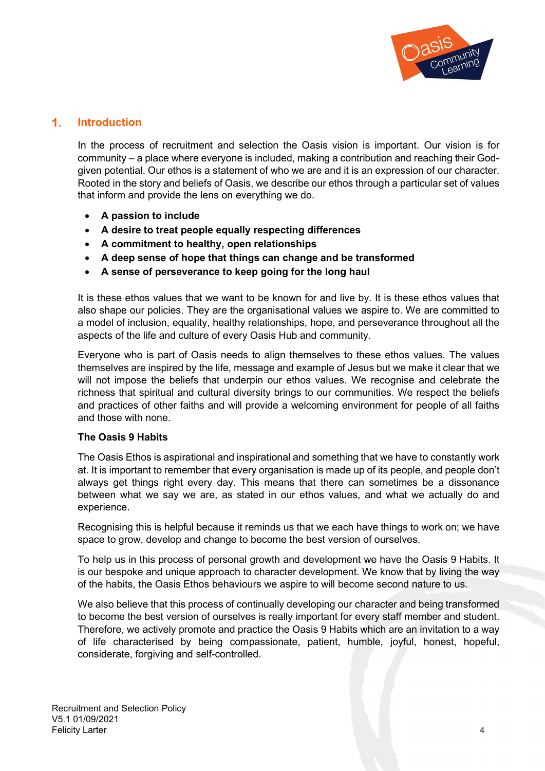## 1. Introduction

In the process of recruitment and selection the Oasis vision is important. Our vision is for community – a place where everyone is included, making a contribution and reaching their God-given potential. Our ethos is a statement of who we are and it is an expression of our character. Rooted in the story and beliefs of Oasis, we describe our ethos through a particular set of values that inform and provide the lens on everything we do.

- **A passion to include**
- **A desire to treat people equally respecting differences**
- **A commitment to healthy, open relationships**
- **A deep sense of hope that things can change and be transformed**
- **A sense of perseverance to keep going for the long haul**

It is these ethos values that we want to be known for and live by. It is these ethos values that also shape our policies. They are the organisational values we aspire to. We are committed to a model of inclusion, equality, healthy relationships, hope, and perseverance throughout all the aspects of the life and culture of every Oasis Hub and community.

Everyone who is part of Oasis needs to align themselves to these ethos values. The values themselves are inspired by the life, message and example of Jesus but we make it clear that we will not impose the beliefs that underpin our ethos values. We recognise and celebrate the richness that spiritual and cultural diversity brings to our communities. We respect the beliefs and practices of other faiths and will provide a welcoming environment for people of all faiths and those with none.

**The Oasis 9 Habits**

The Oasis Ethos is aspirational and inspirational and something that we have to constantly work at. It is important to remember that every organisation is made up of its people, and people don't always get things right every day. This means that there can sometimes be a dissonance between what we say we are, as stated in our ethos values, and what we actually do and experience.

Recognising this is helpful because it reminds us that we each have things to work on; we have space to grow, develop and change to become the best version of ourselves.

To help us in this process of personal growth and development we have the Oasis 9 Habits. It is our bespoke and unique approach to character development. We know that by living the way of the habits, the Oasis Ethos behaviours we aspire to will become second nature to us.

We also believe that this process of continually developing our character and being transformed to become the best version of ourselves is really important for every staff member and student. Therefore, we actively promote and practice the Oasis 9 Habits which are an invitation to a way of life characterised by being compassionate, patient, humble, joyful, honest, hopeful, considerate, forgiving and self-controlled.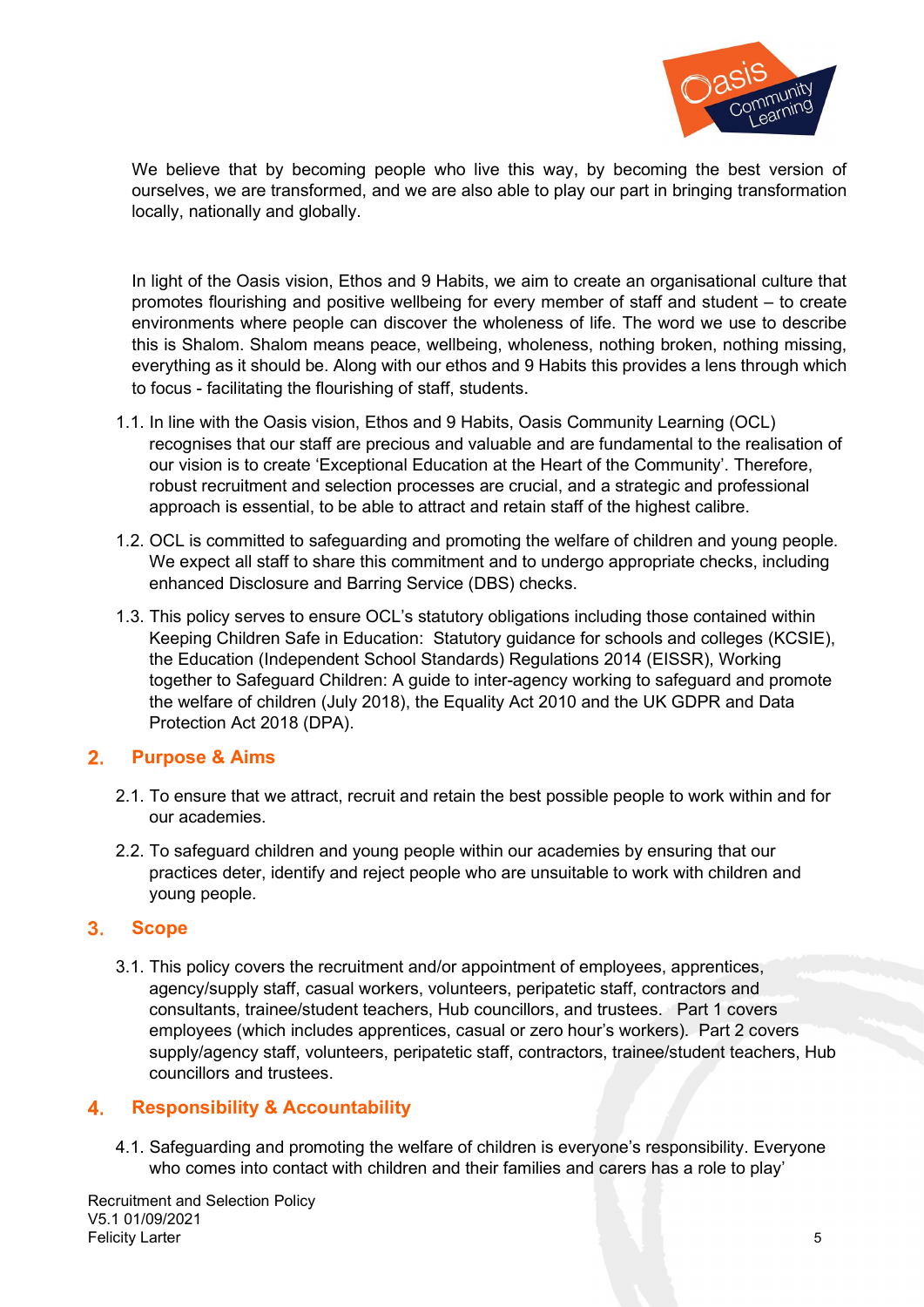We believe that by becoming people who live this way, by becoming the best version of ourselves, we are transformed, and we are also able to play our part in bringing transformation locally, nationally and globally.

In light of the Oasis vision, Ethos and 9 Habits, we aim to create an organisational culture that promotes flourishing and positive wellbeing for every member of staff and student – to create environments where people can discover the wholeness of life. The word we use to describe this is Shalom. Shalom means peace, wellbeing, wholeness, nothing broken, nothing missing, everything as it should be. Along with our ethos and 9 Habits this provides a lens through which to focus - facilitating the flourishing of staff, students.

1.1. In line with the Oasis vision, Ethos and 9 Habits, Oasis Community Learning (OCL) recognises that our staff are precious and valuable and are fundamental to the realisation of our vision is to create 'Exceptional Education at the Heart of the Community'. Therefore, robust recruitment and selection processes are crucial, and a strategic and professional approach is essential, to be able to attract and retain staff of the highest calibre.

1.2. OCL is committed to safeguarding and promoting the welfare of children and young people. We expect all staff to share this commitment and to undergo appropriate checks, including enhanced Disclosure and Barring Service (DBS) checks.

1.3. This policy serves to ensure OCL's statutory obligations including those contained within Keeping Children Safe in Education: Statutory guidance for schools and colleges (KCSIE), the Education (Independent School Standards) Regulations 2014 (EISSR), Working together to Safeguard Children: A guide to inter-agency working to safeguard and promote the welfare of children (July 2018), the Equality Act 2010 and the UK GDPR and Data Protection Act 2018 (DPA).

## 2. Purpose & Aims

2.1. To ensure that we attract, recruit and retain the best possible people to work within and for our academies.

2.2. To safeguard children and young people within our academies by ensuring that our practices deter, identify and reject people who are unsuitable to work with children and young people.

## 3. Scope

3.1. This policy covers the recruitment and/or appointment of employees, apprentices, agency/supply staff, casual workers, volunteers, peripatetic staff, contractors and consultants, trainee/student teachers, Hub councillors, and trustees. Part 1 covers employees (which includes apprentices, casual or zero hour's workers). Part 2 covers supply/agency staff, volunteers, peripatetic staff, contractors, trainee/student teachers, Hub councillors and trustees.

## 4. Responsibility & Accountability

4.1. Safeguarding and promoting the welfare of children is everyone's responsibility. Everyone who comes into contact with children and their families and carers has a role to play'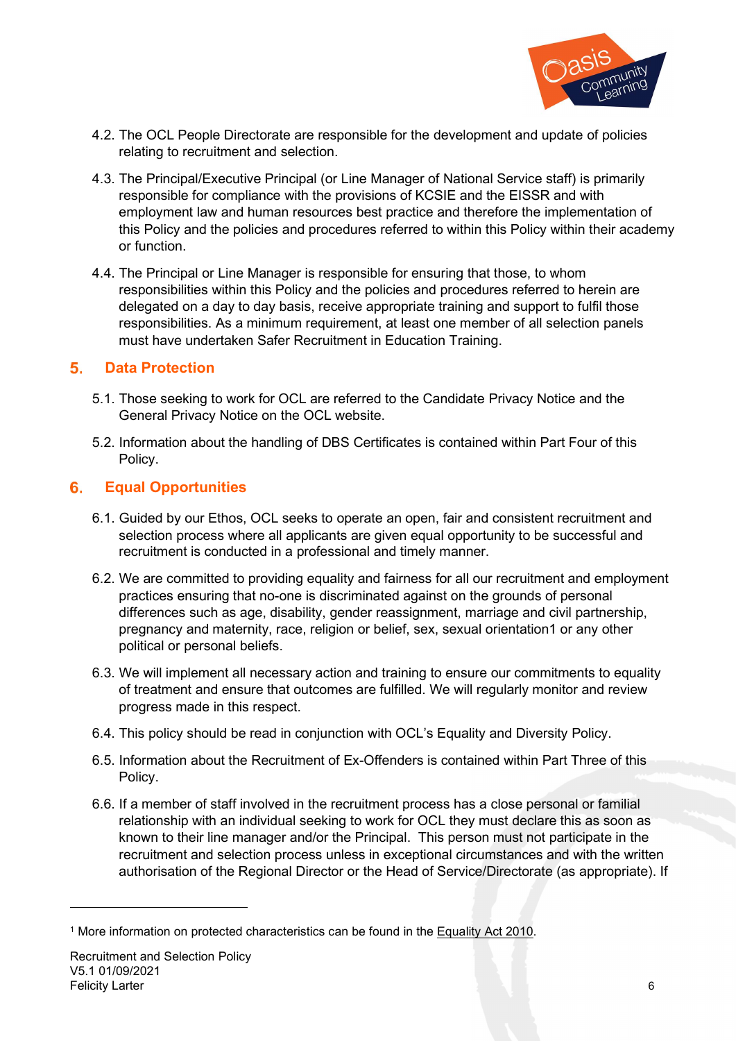4.2. The OCL People Directorate are responsible for the development and update of policies relating to recruitment and selection.

4.3. The Principal/Executive Principal (or Line Manager of National Service staff) is primarily responsible for compliance with the provisions of KCSIE and the EISSR and with employment law and human resources best practice and therefore the implementation of this Policy and the policies and procedures referred to within this Policy within their academy or function.

4.4. The Principal or Line Manager is responsible for ensuring that those, to whom responsibilities within this Policy and the policies and procedures referred to herein are delegated on a day to day basis, receive appropriate training and support to fulfil those responsibilities. As a minimum requirement, at least one member of all selection panels must have undertaken Safer Recruitment in Education Training.

## 5. Data Protection

5.1. Those seeking to work for OCL are referred to the Candidate Privacy Notice and the General Privacy Notice on the OCL website.

5.2. Information about the handling of DBS Certificates is contained within Part Four of this Policy.

## 6. Equal Opportunities

6.1. Guided by our Ethos, OCL seeks to operate an open, fair and consistent recruitment and selection process where all applicants are given equal opportunity to be successful and recruitment is conducted in a professional and timely manner.

6.2. We are committed to providing equality and fairness for all our recruitment and employment practices ensuring that no-one is discriminated against on the grounds of personal differences such as age, disability, gender reassignment, marriage and civil partnership, pregnancy and maternity, race, religion or belief, sex, sexual orientation[1] or any other political or personal beliefs.

6.3. We will implement all necessary action and training to ensure our commitments to equality of treatment and ensure that outcomes are fulfilled. We will regularly monitor and review progress made in this respect.

6.4. This policy should be read in conjunction with OCL's Equality and Diversity Policy.

6.5. Information about the Recruitment of Ex-Offenders is contained within Part Three of this Policy.

6.6. If a member of staff involved in the recruitment process has a close personal or familial relationship with an individual seeking to work for OCL they must declare this as soon as known to their line manager and/or the Principal. This person must not participate in the recruitment and selection process unless in exceptional circumstances and with the written authorisation of the Regional Director or the Head of Service/Directorate (as appropriate). If

[1] More information on protected characteristics can be found in the Equality Act 2010.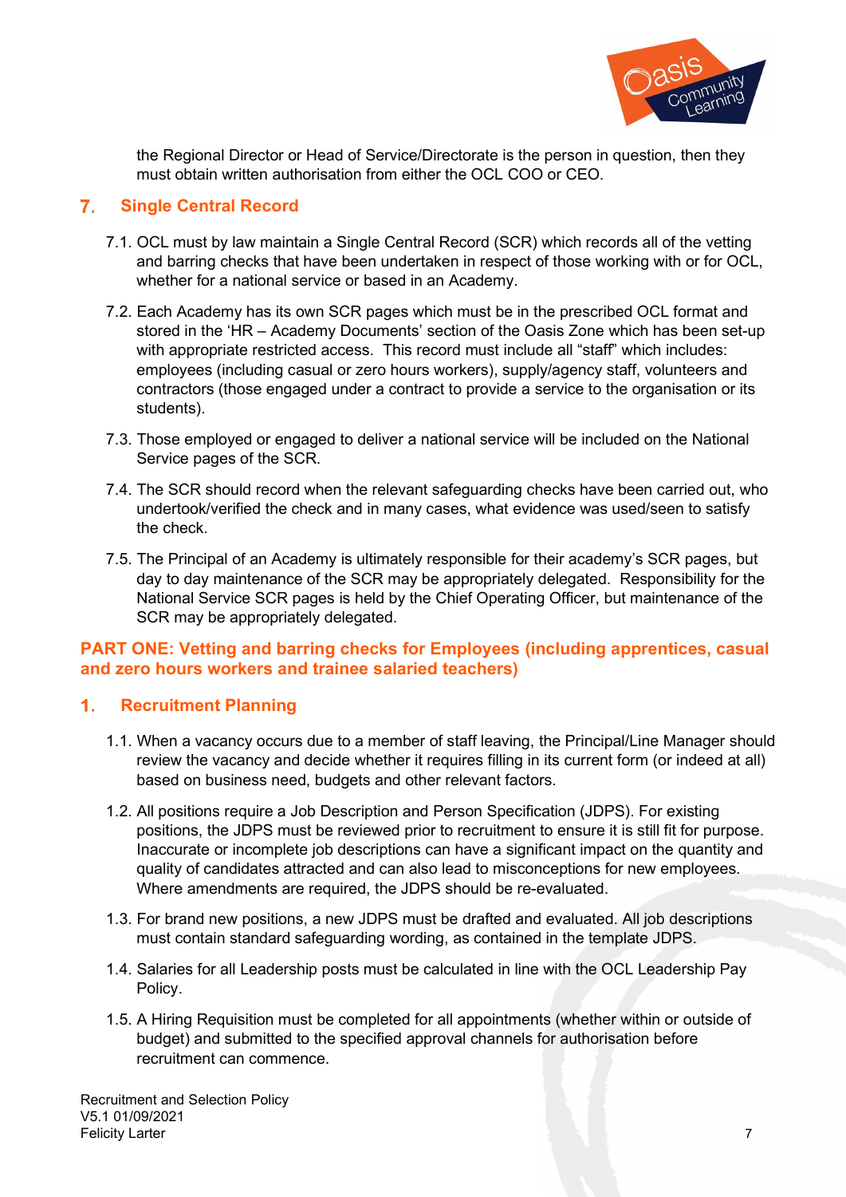the Regional Director or Head of Service/Directorate is the person in question, then they must obtain written authorisation from either the OCL COO or CEO.

## 7. Single Central Record

7.1. OCL must by law maintain a Single Central Record (SCR) which records all of the vetting and barring checks that have been undertaken in respect of those working with or for OCL, whether for a national service or based in an Academy.

7.2. Each Academy has its own SCR pages which must be in the prescribed OCL format and stored in the 'HR – Academy Documents' section of the Oasis Zone which has been set-up with appropriate restricted access. This record must include all "staff" which includes: employees (including casual or zero hours workers), supply/agency staff, volunteers and contractors (those engaged under a contract to provide a service to the organisation or its students).

7.3. Those employed or engaged to deliver a national service will be included on the National Service pages of the SCR.

7.4. The SCR should record when the relevant safeguarding checks have been carried out, who undertook/verified the check and in many cases, what evidence was used/seen to satisfy the check.

7.5. The Principal of an Academy is ultimately responsible for their academy's SCR pages, but day to day maintenance of the SCR may be appropriately delegated. Responsibility for the National Service SCR pages is held by the Chief Operating Officer, but maintenance of the SCR may be appropriately delegated.

# PART ONE: Vetting and barring checks for Employees (including apprentices, casual and zero hours workers and trainee salaried teachers)

## 1. Recruitment Planning

1.1. When a vacancy occurs due to a member of staff leaving, the Principal/Line Manager should review the vacancy and decide whether it requires filling in its current form (or indeed at all) based on business need, budgets and other relevant factors.

1.2. All positions require a Job Description and Person Specification (JDPS). For existing positions, the JDPS must be reviewed prior to recruitment to ensure it is still fit for purpose. Inaccurate or incomplete job descriptions can have a significant impact on the quantity and quality of candidates attracted and can also lead to misconceptions for new employees. Where amendments are required, the JDPS should be re-evaluated.

1.3. For brand new positions, a new JDPS must be drafted and evaluated. All job descriptions must contain standard safeguarding wording, as contained in the template JDPS.

1.4. Salaries for all Leadership posts must be calculated in line with the OCL Leadership Pay Policy.

1.5. A Hiring Requisition must be completed for all appointments (whether within or outside of budget) and submitted to the specified approval channels for authorisation before recruitment can commence.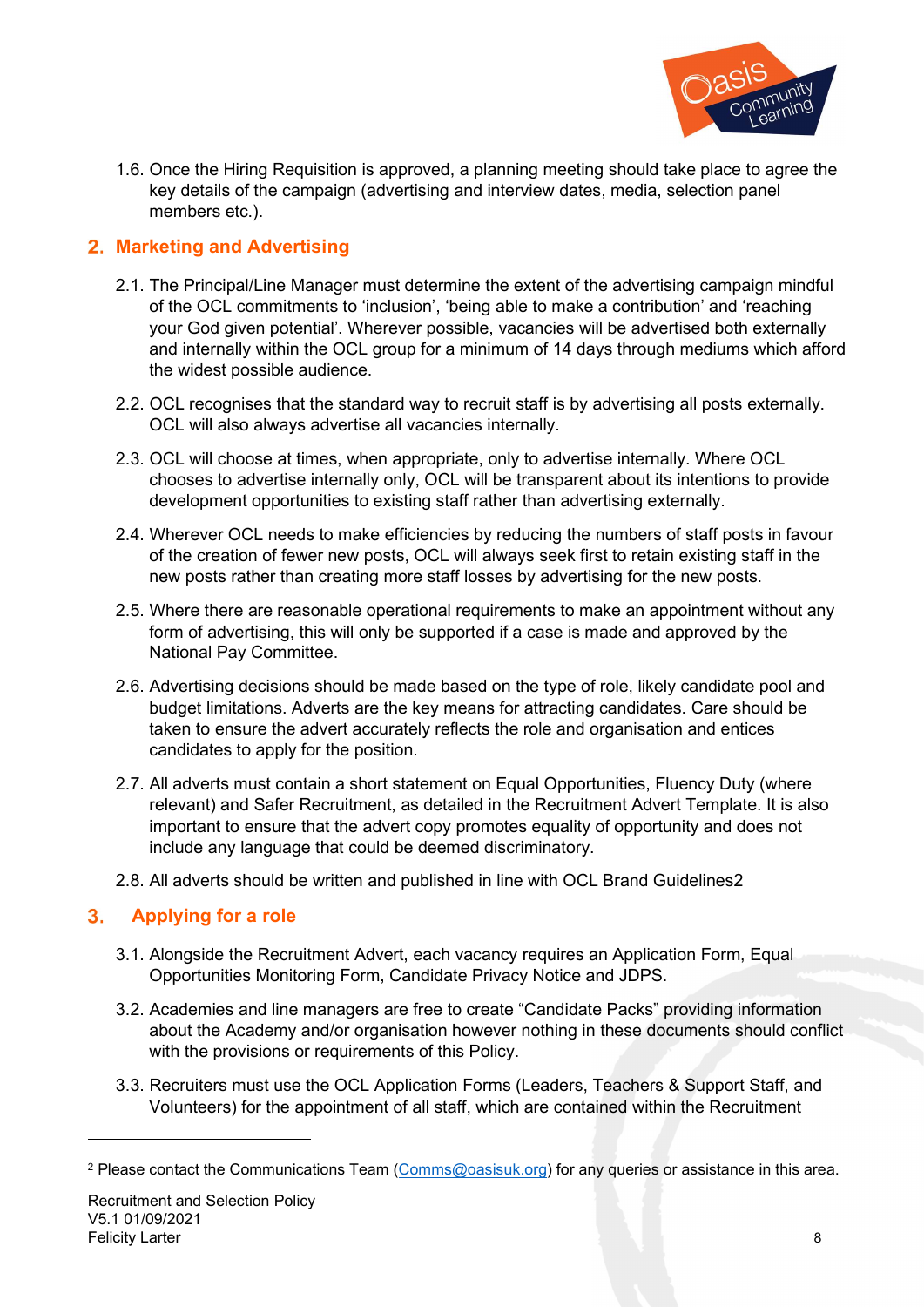1.6. Once the Hiring Requisition is approved, a planning meeting should take place to agree the key details of the campaign (advertising and interview dates, media, selection panel members etc.).

## 2. Marketing and Advertising

2.1. The Principal/Line Manager must determine the extent of the advertising campaign mindful of the OCL commitments to 'inclusion', 'being able to make a contribution' and 'reaching your God given potential'. Wherever possible, vacancies will be advertised both externally and internally within the OCL group for a minimum of 14 days through mediums which afford the widest possible audience.

2.2. OCL recognises that the standard way to recruit staff is by advertising all posts externally. OCL will also always advertise all vacancies internally.

2.3. OCL will choose at times, when appropriate, only to advertise internally. Where OCL chooses to advertise internally only, OCL will be transparent about its intentions to provide development opportunities to existing staff rather than advertising externally.

2.4. Wherever OCL needs to make efficiencies by reducing the numbers of staff posts in favour of the creation of fewer new posts, OCL will always seek first to retain existing staff in the new posts rather than creating more staff losses by advertising for the new posts.

2.5. Where there are reasonable operational requirements to make an appointment without any form of advertising, this will only be supported if a case is made and approved by the National Pay Committee.

2.6. Advertising decisions should be made based on the type of role, likely candidate pool and budget limitations. Adverts are the key means for attracting candidates. Care should be taken to ensure the advert accurately reflects the role and organisation and entices candidates to apply for the position.

2.7. All adverts must contain a short statement on Equal Opportunities, Fluency Duty (where relevant) and Safer Recruitment, as detailed in the Recruitment Advert Template. It is also important to ensure that the advert copy promotes equality of opportunity and does not include any language that could be deemed discriminatory.

2.8. All adverts should be written and published in line with OCL Brand Guidelines[2]

## 3. Applying for a role

3.1. Alongside the Recruitment Advert, each vacancy requires an Application Form, Equal Opportunities Monitoring Form, Candidate Privacy Notice and JDPS.

3.2. Academies and line managers are free to create "Candidate Packs" providing information about the Academy and/or organisation however nothing in these documents should conflict with the provisions or requirements of this Policy.

3.3. Recruiters must use the OCL Application Forms (Leaders, Teachers & Support Staff, and Volunteers) for the appointment of all staff, which are contained within the Recruitment

[2] Please contact the Communications Team (Comms@oasisuk.org) for any queries or assistance in this area.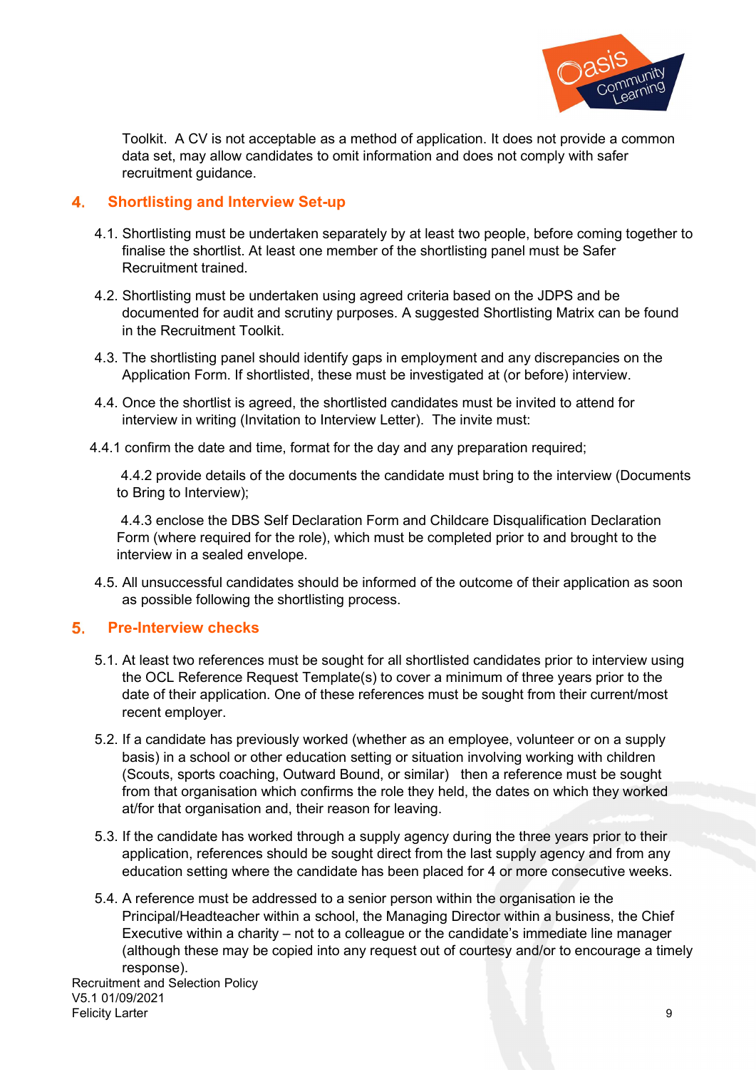Toolkit. A CV is not acceptable as a method of application. It does not provide a common data set, may allow candidates to omit information and does not comply with safer recruitment guidance.

## 4. Shortlisting and Interview Set-up

4.1. Shortlisting must be undertaken separately by at least two people, before coming together to finalise the shortlist. At least one member of the shortlisting panel must be Safer Recruitment trained.

4.2. Shortlisting must be undertaken using agreed criteria based on the JDPS and be documented for audit and scrutiny purposes. A suggested Shortlisting Matrix can be found in the Recruitment Toolkit.

4.3. The shortlisting panel should identify gaps in employment and any discrepancies on the Application Form. If shortlisted, these must be investigated at (or before) interview.

4.4. Once the shortlist is agreed, the shortlisted candidates must be invited to attend for interview in writing (Invitation to Interview Letter). The invite must:

4.4.1 confirm the date and time, format for the day and any preparation required;

4.4.2 provide details of the documents the candidate must bring to the interview (Documents to Bring to Interview);

4.4.3 enclose the DBS Self Declaration Form and Childcare Disqualification Declaration Form (where required for the role), which must be completed prior to and brought to the interview in a sealed envelope.

4.5. All unsuccessful candidates should be informed of the outcome of their application as soon as possible following the shortlisting process.

## 5. Pre-Interview checks

5.1. At least two references must be sought for all shortlisted candidates prior to interview using the OCL Reference Request Template(s) to cover a minimum of three years prior to the date of their application. One of these references must be sought from their current/most recent employer.

5.2. If a candidate has previously worked (whether as an employee, volunteer or on a supply basis) in a school or other education setting or situation involving working with children (Scouts, sports coaching, Outward Bound, or similar) then a reference must be sought from that organisation which confirms the role they held, the dates on which they worked at/for that organisation and, their reason for leaving.

5.3. If the candidate has worked through a supply agency during the three years prior to their application, references should be sought direct from the last supply agency and from any education setting where the candidate has been placed for 4 or more consecutive weeks.

5.4. A reference must be addressed to a senior person within the organisation ie the Principal/Headteacher within a school, the Managing Director within a business, the Chief Executive within a charity – not to a colleague or the candidate's immediate line manager (although these may be copied into any request out of courtesy and/or to encourage a timely response).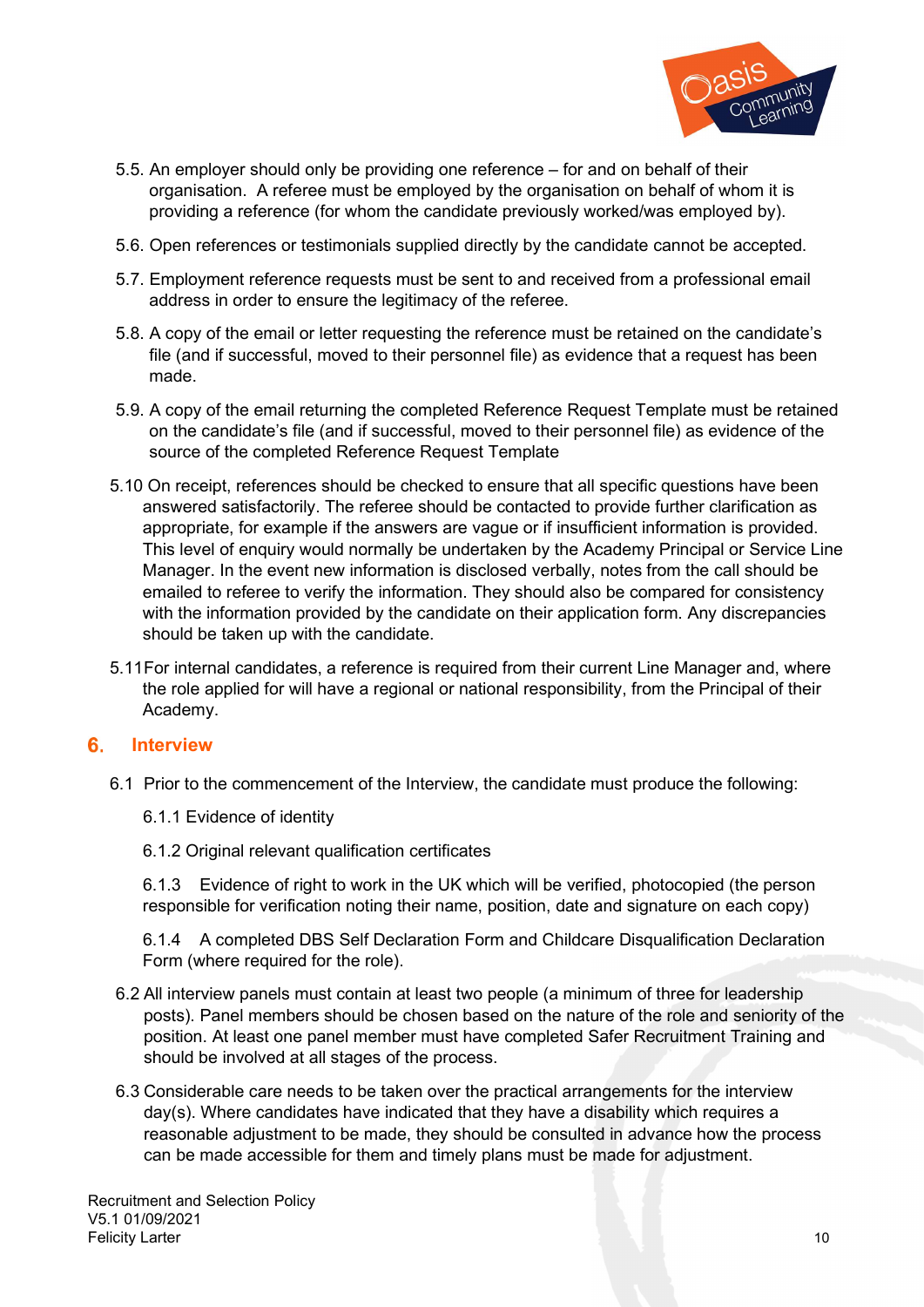5.5. An employer should only be providing one reference – for and on behalf of their organisation. A referee must be employed by the organisation on behalf of whom it is providing a reference (for whom the candidate previously worked/was employed by).

5.6. Open references or testimonials supplied directly by the candidate cannot be accepted.

5.7. Employment reference requests must be sent to and received from a professional email address in order to ensure the legitimacy of the referee.

5.8. A copy of the email or letter requesting the reference must be retained on the candidate's file (and if successful, moved to their personnel file) as evidence that a request has been made.

5.9. A copy of the email returning the completed Reference Request Template must be retained on the candidate's file (and if successful, moved to their personnel file) as evidence of the source of the completed Reference Request Template

5.10 On receipt, references should be checked to ensure that all specific questions have been answered satisfactorily. The referee should be contacted to provide further clarification as appropriate, for example if the answers are vague or if insufficient information is provided. This level of enquiry would normally be undertaken by the Academy Principal or Service Line Manager. In the event new information is disclosed verbally, notes from the call should be emailed to referee to verify the information. They should also be compared for consistency with the information provided by the candidate on their application form. Any discrepancies should be taken up with the candidate.

5.11 For internal candidates, a reference is required from their current Line Manager and, where the role applied for will have a regional or national responsibility, from the Principal of their Academy.

## 6. Interview

6.1 Prior to the commencement of the Interview, the candidate must produce the following:

6.1.1 Evidence of identity

6.1.2 Original relevant qualification certificates

6.1.3 Evidence of right to work in the UK which will be verified, photocopied (the person responsible for verification noting their name, position, date and signature on each copy)

6.1.4 A completed DBS Self Declaration Form and Childcare Disqualification Declaration Form (where required for the role).

6.2 All interview panels must contain at least two people (a minimum of three for leadership posts). Panel members should be chosen based on the nature of the role and seniority of the position. At least one panel member must have completed Safer Recruitment Training and should be involved at all stages of the process.

6.3 Considerable care needs to be taken over the practical arrangements for the interview day(s). Where candidates have indicated that they have a disability which requires a reasonable adjustment to be made, they should be consulted in advance how the process can be made accessible for them and timely plans must be made for adjustment.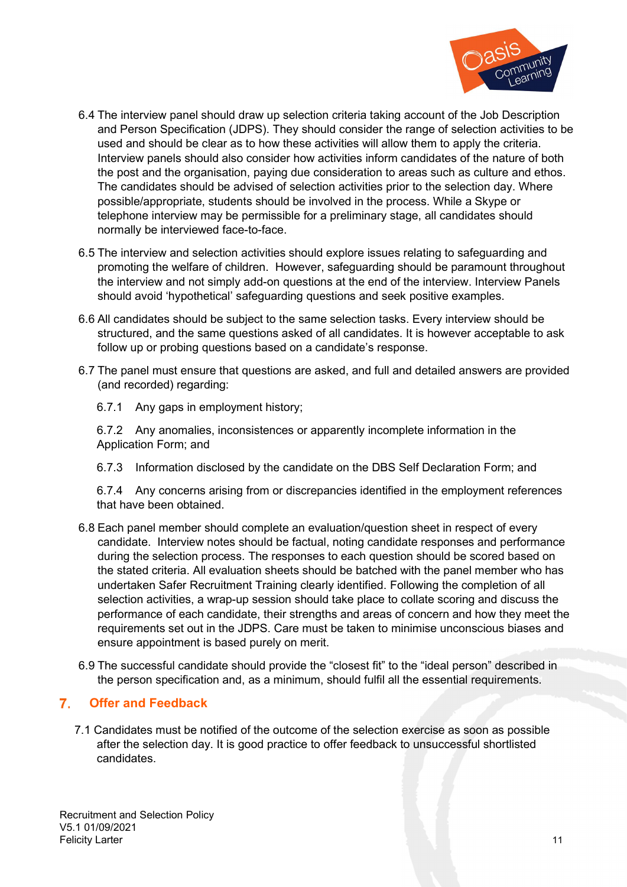6.4 The interview panel should draw up selection criteria taking account of the Job Description and Person Specification (JDPS). They should consider the range of selection activities to be used and should be clear as to how these activities will allow them to apply the criteria. Interview panels should also consider how activities inform candidates of the nature of both the post and the organisation, paying due consideration to areas such as culture and ethos. The candidates should be advised of selection activities prior to the selection day. Where possible/appropriate, students should be involved in the process. While a Skype or telephone interview may be permissible for a preliminary stage, all candidates should normally be interviewed face-to-face.

6.5 The interview and selection activities should explore issues relating to safeguarding and promoting the welfare of children. However, safeguarding should be paramount throughout the interview and not simply add-on questions at the end of the interview. Interview Panels should avoid 'hypothetical' safeguarding questions and seek positive examples.

6.6 All candidates should be subject to the same selection tasks. Every interview should be structured, and the same questions asked of all candidates. It is however acceptable to ask follow up or probing questions based on a candidate's response.

6.7 The panel must ensure that questions are asked, and full and detailed answers are provided (and recorded) regarding:

6.7.1 Any gaps in employment history;

6.7.2 Any anomalies, inconsistences or apparently incomplete information in the Application Form; and

6.7.3 Information disclosed by the candidate on the DBS Self Declaration Form; and

6.7.4 Any concerns arising from or discrepancies identified in the employment references that have been obtained.

6.8 Each panel member should complete an evaluation/question sheet in respect of every candidate. Interview notes should be factual, noting candidate responses and performance during the selection process. The responses to each question should be scored based on the stated criteria. All evaluation sheets should be batched with the panel member who has undertaken Safer Recruitment Training clearly identified. Following the completion of all selection activities, a wrap-up session should take place to collate scoring and discuss the performance of each candidate, their strengths and areas of concern and how they meet the requirements set out in the JDPS. Care must be taken to minimise unconscious biases and ensure appointment is based purely on merit.

6.9 The successful candidate should provide the "closest fit" to the "ideal person" described in the person specification and, as a minimum, should fulfil all the essential requirements.

## 7. Offer and Feedback

7.1 Candidates must be notified of the outcome of the selection exercise as soon as possible after the selection day. It is good practice to offer feedback to unsuccessful shortlisted candidates.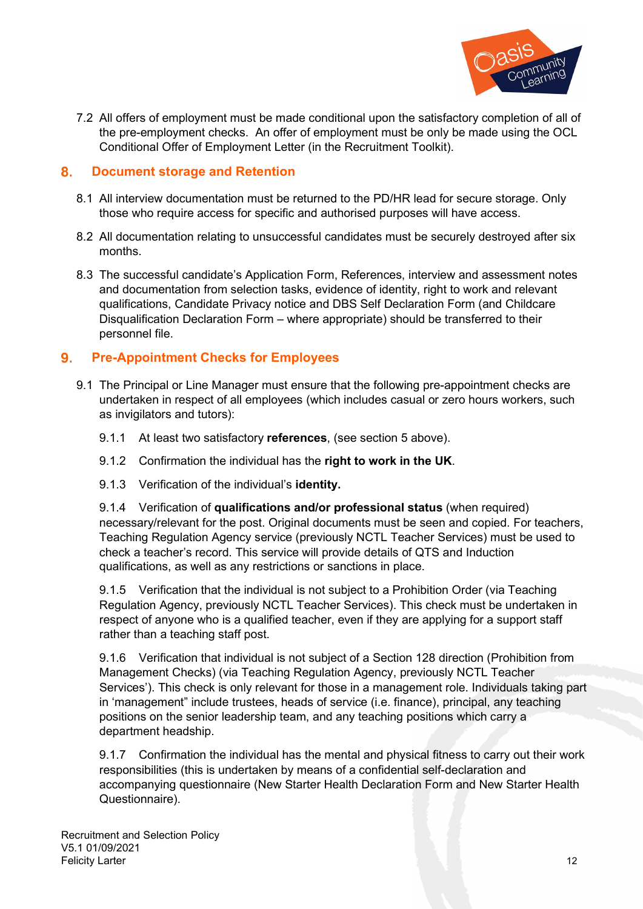7.2 All offers of employment must be made conditional upon the satisfactory completion of all of the pre-employment checks. An offer of employment must be only be made using the OCL Conditional Offer of Employment Letter (in the Recruitment Toolkit).

## 8. Document storage and Retention

8.1 All interview documentation must be returned to the PD/HR lead for secure storage. Only those who require access for specific and authorised purposes will have access.

8.2 All documentation relating to unsuccessful candidates must be securely destroyed after six months.

8.3 The successful candidate's Application Form, References, interview and assessment notes and documentation from selection tasks, evidence of identity, right to work and relevant qualifications, Candidate Privacy notice and DBS Self Declaration Form (and Childcare Disqualification Declaration Form – where appropriate) should be transferred to their personnel file.

## 9. Pre-Appointment Checks for Employees

9.1 The Principal or Line Manager must ensure that the following pre-appointment checks are undertaken in respect of all employees (which includes casual or zero hours workers, such as invigilators and tutors):

9.1.1 At least two satisfactory **references**, (see section 5 above).

9.1.2 Confirmation the individual has the **right to work in the UK**.

9.1.3 Verification of the individual's **identity.**

9.1.4 Verification of **qualifications and/or professional status** (when required) necessary/relevant for the post. Original documents must be seen and copied. For teachers, Teaching Regulation Agency service (previously NCTL Teacher Services) must be used to check a teacher's record. This service will provide details of QTS and Induction qualifications, as well as any restrictions or sanctions in place.

9.1.5 Verification that the individual is not subject to a Prohibition Order (via Teaching Regulation Agency, previously NCTL Teacher Services). This check must be undertaken in respect of anyone who is a qualified teacher, even if they are applying for a support staff rather than a teaching staff post.

9.1.6 Verification that individual is not subject of a Section 128 direction (Prohibition from Management Checks) (via Teaching Regulation Agency, previously NCTL Teacher Services'). This check is only relevant for those in a management role. Individuals taking part in 'management" include trustees, heads of service (i.e. finance), principal, any teaching positions on the senior leadership team, and any teaching positions which carry a department headship.

9.1.7 Confirmation the individual has the mental and physical fitness to carry out their work responsibilities (this is undertaken by means of a confidential self-declaration and accompanying questionnaire (New Starter Health Declaration Form and New Starter Health Questionnaire).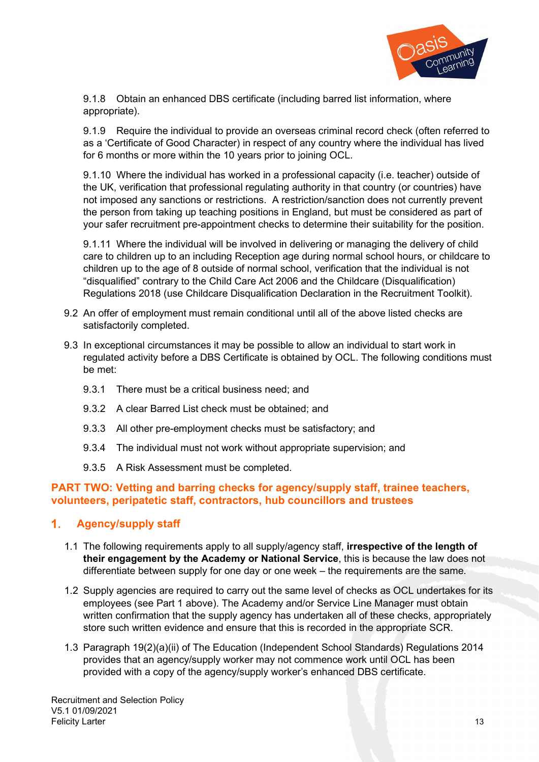9.1.8 Obtain an enhanced DBS certificate (including barred list information, where appropriate).

9.1.9 Require the individual to provide an overseas criminal record check (often referred to as a 'Certificate of Good Character) in respect of any country where the individual has lived for 6 months or more within the 10 years prior to joining OCL.

9.1.10 Where the individual has worked in a professional capacity (i.e. teacher) outside of the UK, verification that professional regulating authority in that country (or countries) have not imposed any sanctions or restrictions. A restriction/sanction does not currently prevent the person from taking up teaching positions in England, but must be considered as part of your safer recruitment pre-appointment checks to determine their suitability for the position.

9.1.11 Where the individual will be involved in delivering or managing the delivery of child care to children up to an including Reception age during normal school hours, or childcare to children up to the age of 8 outside of normal school, verification that the individual is not "disqualified" contrary to the Child Care Act 2006 and the Childcare (Disqualification) Regulations 2018 (use Childcare Disqualification Declaration in the Recruitment Toolkit).

9.2 An offer of employment must remain conditional until all of the above listed checks are satisfactorily completed.

9.3 In exceptional circumstances it may be possible to allow an individual to start work in regulated activity before a DBS Certificate is obtained by OCL. The following conditions must be met:

9.3.1 There must be a critical business need; and

9.3.2 A clear Barred List check must be obtained; and

9.3.3 All other pre-employment checks must be satisfactory; and

9.3.4 The individual must not work without appropriate supervision; and

9.3.5 A Risk Assessment must be completed.

## PART TWO: Vetting and barring checks for agency/supply staff, trainee teachers, volunteers, peripatetic staff, contractors, hub councillors and trustees

### 1. Agency/supply staff

1.1 The following requirements apply to all supply/agency staff, **irrespective of the length of their engagement by the Academy or National Service**, this is because the law does not differentiate between supply for one day or one week – the requirements are the same.

1.2 Supply agencies are required to carry out the same level of checks as OCL undertakes for its employees (see Part 1 above). The Academy and/or Service Line Manager must obtain written confirmation that the supply agency has undertaken all of these checks, appropriately store such written evidence and ensure that this is recorded in the appropriate SCR.

1.3 Paragraph 19(2)(a)(ii) of The Education (Independent School Standards) Regulations 2014 provides that an agency/supply worker may not commence work until OCL has been provided with a copy of the agency/supply worker's enhanced DBS certificate.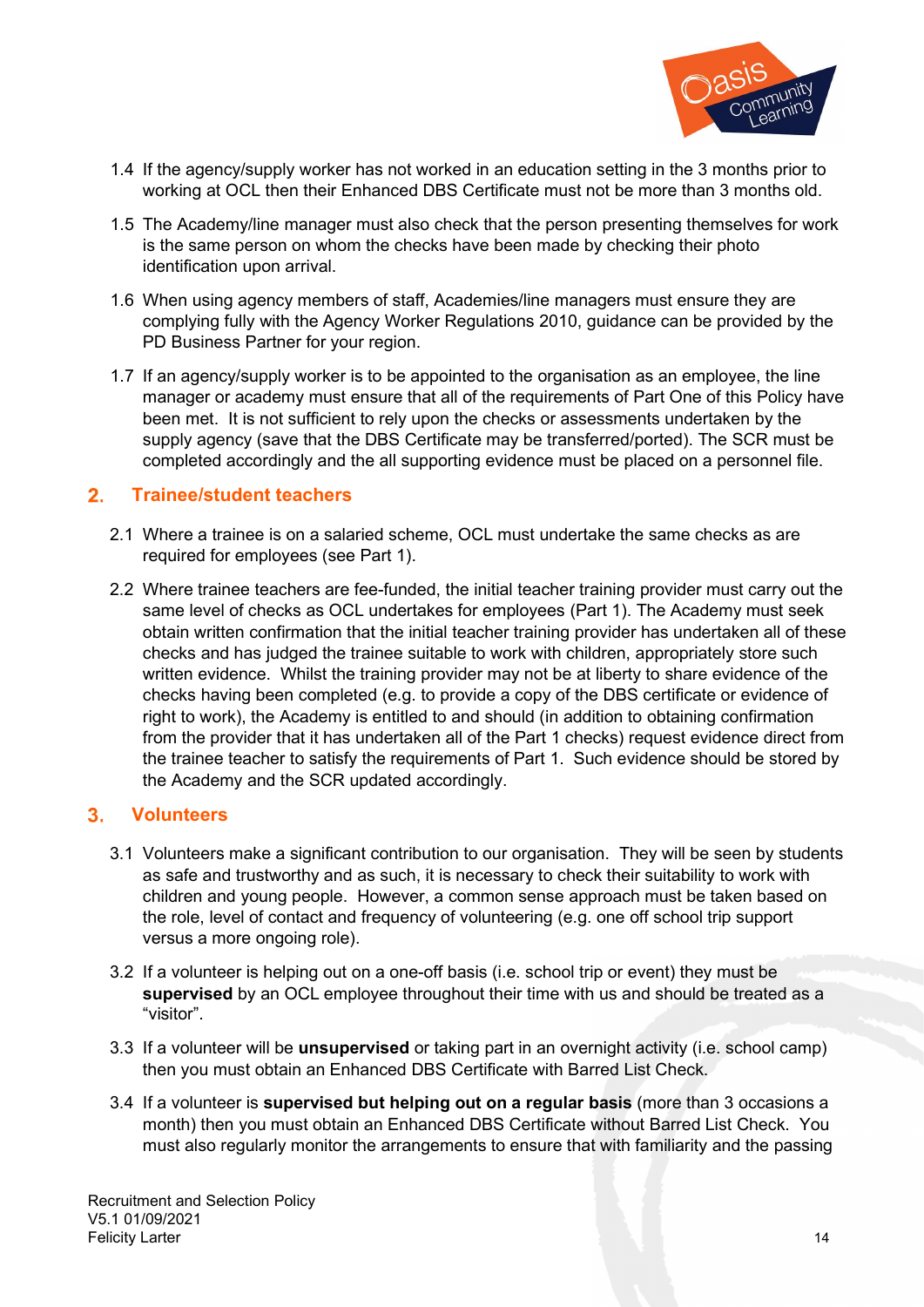1.4 If the agency/supply worker has not worked in an education setting in the 3 months prior to working at OCL then their Enhanced DBS Certificate must not be more than 3 months old.

1.5 The Academy/line manager must also check that the person presenting themselves for work is the same person on whom the checks have been made by checking their photo identification upon arrival.

1.6 When using agency members of staff, Academies/line managers must ensure they are complying fully with the Agency Worker Regulations 2010, guidance can be provided by the PD Business Partner for your region.

1.7 If an agency/supply worker is to be appointed to the organisation as an employee, the line manager or academy must ensure that all of the requirements of Part One of this Policy have been met. It is not sufficient to rely upon the checks or assessments undertaken by the supply agency (save that the DBS Certificate may be transferred/ported). The SCR must be completed accordingly and the all supporting evidence must be placed on a personnel file.

## 2. Trainee/student teachers

2.1 Where a trainee is on a salaried scheme, OCL must undertake the same checks as are required for employees (see Part 1).

2.2 Where trainee teachers are fee-funded, the initial teacher training provider must carry out the same level of checks as OCL undertakes for employees (Part 1). The Academy must seek obtain written confirmation that the initial teacher training provider has undertaken all of these checks and has judged the trainee suitable to work with children, appropriately store such written evidence. Whilst the training provider may not be at liberty to share evidence of the checks having been completed (e.g. to provide a copy of the DBS certificate or evidence of right to work), the Academy is entitled to and should (in addition to obtaining confirmation from the provider that it has undertaken all of the Part 1 checks) request evidence direct from the trainee teacher to satisfy the requirements of Part 1. Such evidence should be stored by the Academy and the SCR updated accordingly.

## 3. Volunteers

3.1 Volunteers make a significant contribution to our organisation. They will be seen by students as safe and trustworthy and as such, it is necessary to check their suitability to work with children and young people. However, a common sense approach must be taken based on the role, level of contact and frequency of volunteering (e.g. one off school trip support versus a more ongoing role).

3.2 If a volunteer is helping out on a one-off basis (i.e. school trip or event) they must be **supervised** by an OCL employee throughout their time with us and should be treated as a "visitor".

3.3 If a volunteer will be **unsupervised** or taking part in an overnight activity (i.e. school camp) then you must obtain an Enhanced DBS Certificate with Barred List Check.

3.4 If a volunteer is **supervised but helping out on a regular basis** (more than 3 occasions a month) then you must obtain an Enhanced DBS Certificate without Barred List Check. You must also regularly monitor the arrangements to ensure that with familiarity and the passing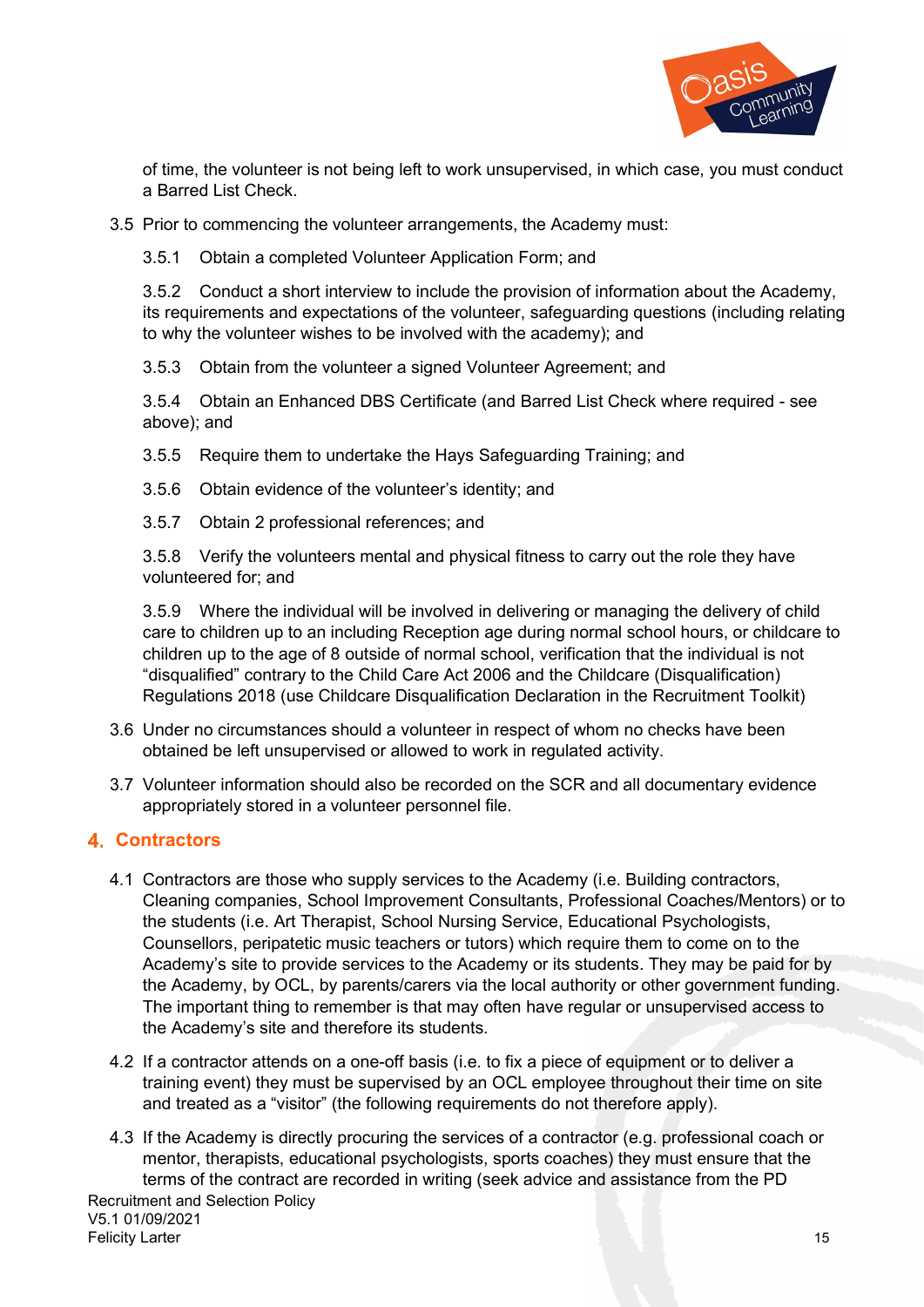of time, the volunteer is not being left to work unsupervised, in which case, you must conduct a Barred List Check.

3.5 Prior to commencing the volunteer arrangements, the Academy must:

3.5.1 Obtain a completed Volunteer Application Form; and

3.5.2 Conduct a short interview to include the provision of information about the Academy, its requirements and expectations of the volunteer, safeguarding questions (including relating to why the volunteer wishes to be involved with the academy); and

3.5.3 Obtain from the volunteer a signed Volunteer Agreement; and

3.5.4 Obtain an Enhanced DBS Certificate (and Barred List Check where required - see above); and

3.5.5 Require them to undertake the Hays Safeguarding Training; and

3.5.6 Obtain evidence of the volunteer's identity; and

3.5.7 Obtain 2 professional references; and

3.5.8 Verify the volunteers mental and physical fitness to carry out the role they have volunteered for; and

3.5.9 Where the individual will be involved in delivering or managing the delivery of child care to children up to an including Reception age during normal school hours, or childcare to children up to the age of 8 outside of normal school, verification that the individual is not "disqualified" contrary to the Child Care Act 2006 and the Childcare (Disqualification) Regulations 2018 (use Childcare Disqualification Declaration in the Recruitment Toolkit)

3.6 Under no circumstances should a volunteer in respect of whom no checks have been obtained be left unsupervised or allowed to work in regulated activity.

3.7 Volunteer information should also be recorded on the SCR and all documentary evidence appropriately stored in a volunteer personnel file.

## 4. Contractors

4.1 Contractors are those who supply services to the Academy (i.e. Building contractors, Cleaning companies, School Improvement Consultants, Professional Coaches/Mentors) or to the students (i.e. Art Therapist, School Nursing Service, Educational Psychologists, Counsellors, peripatetic music teachers or tutors) which require them to come on to the Academy's site to provide services to the Academy or its students. They may be paid for by the Academy, by OCL, by parents/carers via the local authority or other government funding. The important thing to remember is that may often have regular or unsupervised access to the Academy's site and therefore its students.

4.2 If a contractor attends on a one-off basis (i.e. to fix a piece of equipment or to deliver a training event) they must be supervised by an OCL employee throughout their time on site and treated as a "visitor" (the following requirements do not therefore apply).

4.3 If the Academy is directly procuring the services of a contractor (e.g. professional coach or mentor, therapists, educational psychologists, sports coaches) they must ensure that the terms of the contract are recorded in writing (seek advice and assistance from the PD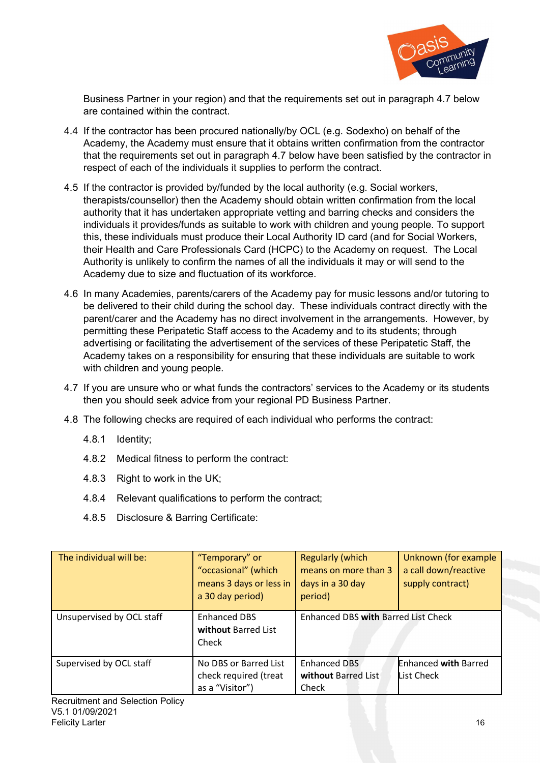Business Partner in your region) and that the requirements set out in paragraph 4.7 below are contained within the contract.

4.4 If the contractor has been procured nationally/by OCL (e.g. Sodexho) on behalf of the Academy, the Academy must ensure that it obtains written confirmation from the contractor that the requirements set out in paragraph 4.7 below have been satisfied by the contractor in respect of each of the individuals it supplies to perform the contract.

4.5 If the contractor is provided by/funded by the local authority (e.g. Social workers, therapists/counsellor) then the Academy should obtain written confirmation from the local authority that it has undertaken appropriate vetting and barring checks and considers the individuals it provides/funds as suitable to work with children and young people. To support this, these individuals must produce their Local Authority ID card (and for Social Workers, their Health and Care Professionals Card (HCPC) to the Academy on request. The Local Authority is unlikely to confirm the names of all the individuals it may or will send to the Academy due to size and fluctuation of its workforce.

4.6 In many Academies, parents/carers of the Academy pay for music lessons and/or tutoring to be delivered to their child during the school day. These individuals contract directly with the parent/carer and the Academy has no direct involvement in the arrangements. However, by permitting these Peripatetic Staff access to the Academy and to its students; through advertising or facilitating the advertisement of the services of these Peripatetic Staff, the Academy takes on a responsibility for ensuring that these individuals are suitable to work with children and young people.

4.7 If you are unsure who or what funds the contractors' services to the Academy or its students then you should seek advice from your regional PD Business Partner.

4.8 The following checks are required of each individual who performs the contract:

4.8.1 Identity;

4.8.2 Medical fitness to perform the contract:

4.8.3 Right to work in the UK;

4.8.4 Relevant qualifications to perform the contract;

4.8.5 Disclosure & Barring Certificate:

| The individual will be: | "Temporary" or "occasional" (which means 3 days or less in a 30 day period) | Regularly (which means on more than 3 days in a 30 day period) | Unknown (for example a call down/reactive supply contract) |
|---|---|---|---|
| Unsupervised by OCL staff | Enhanced DBS **without** Barred List Check | Enhanced DBS **with** Barred List Check | |
| Supervised by OCL staff | No DBS or Barred List check required (treat as a "Visitor") | Enhanced DBS **without** Barred List Check | Enhanced **with** Barred List Check |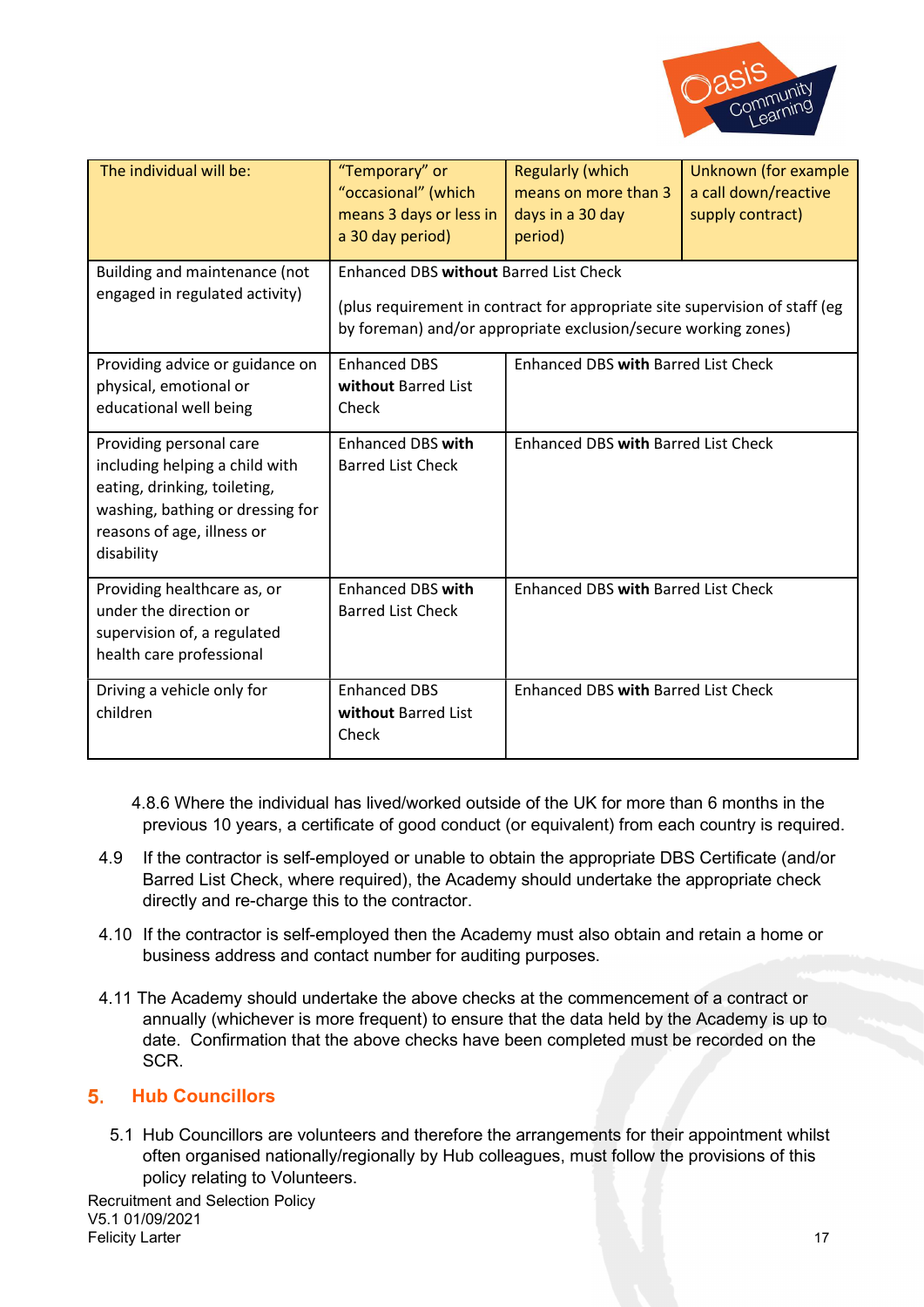| The individual will be: | "Temporary" or "occasional" (which means 3 days or less in a 30 day period) | Regularly (which means on more than 3 days in a 30 day period) | Unknown (for example a call down/reactive supply contract) |
|---|---|---|---|
| Building and maintenance (not engaged in regulated activity) | Enhanced DBS **without** Barred List Check<br><br>(plus requirement in contract for appropriate site supervision of staff (eg by foreman) and/or appropriate exclusion/secure working zones) | | |
| Providing advice or guidance on physical, emotional or educational well being | Enhanced DBS **without** Barred List Check | Enhanced DBS **with** Barred List Check | |
| Providing personal care including helping a child with eating, drinking, toileting, washing, bathing or dressing for reasons of age, illness or disability | Enhanced DBS **with** Barred List Check | Enhanced DBS **with** Barred List Check | |
| Providing healthcare as, or under the direction or supervision of, a regulated health care professional | Enhanced DBS **with** Barred List Check | Enhanced DBS **with** Barred List Check | |
| Driving a vehicle only for children | Enhanced DBS **without** Barred List Check | Enhanced DBS **with** Barred List Check | |

4.8.6 Where the individual has lived/worked outside of the UK for more than 6 months in the previous 10 years, a certificate of good conduct (or equivalent) from each country is required.

4.9 If the contractor is self-employed or unable to obtain the appropriate DBS Certificate (and/or Barred List Check, where required), the Academy should undertake the appropriate check directly and re-charge this to the contractor.

4.10 If the contractor is self-employed then the Academy must also obtain and retain a home or business address and contact number for auditing purposes.

4.11 The Academy should undertake the above checks at the commencement of a contract or annually (whichever is more frequent) to ensure that the data held by the Academy is up to date. Confirmation that the above checks have been completed must be recorded on the SCR.

## 5. Hub Councillors

5.1 Hub Councillors are volunteers and therefore the arrangements for their appointment whilst often organised nationally/regionally by Hub colleagues, must follow the provisions of this policy relating to Volunteers.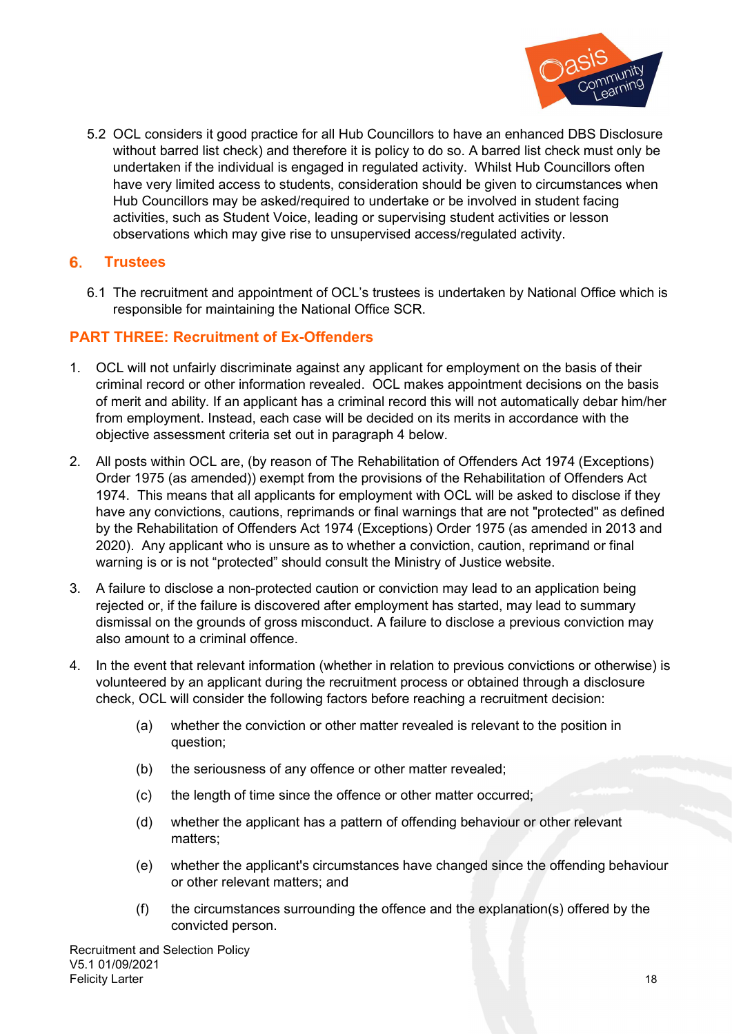5.2 OCL considers it good practice for all Hub Councillors to have an enhanced DBS Disclosure without barred list check) and therefore it is policy to do so. A barred list check must only be undertaken if the individual is engaged in regulated activity. Whilst Hub Councillors often have very limited access to students, consideration should be given to circumstances when Hub Councillors may be asked/required to undertake or be involved in student facing activities, such as Student Voice, leading or supervising student activities or lesson observations which may give rise to unsupervised access/regulated activity.

## 6. Trustees

6.1 The recruitment and appointment of OCL's trustees is undertaken by National Office which is responsible for maintaining the National Office SCR.

## PART THREE: Recruitment of Ex-Offenders

1. OCL will not unfairly discriminate against any applicant for employment on the basis of their criminal record or other information revealed. OCL makes appointment decisions on the basis of merit and ability. If an applicant has a criminal record this will not automatically debar him/her from employment. Instead, each case will be decided on its merits in accordance with the objective assessment criteria set out in paragraph 4 below.

2. All posts within OCL are, (by reason of The Rehabilitation of Offenders Act 1974 (Exceptions) Order 1975 (as amended)) exempt from the provisions of the Rehabilitation of Offenders Act 1974. This means that all applicants for employment with OCL will be asked to disclose if they have any convictions, cautions, reprimands or final warnings that are not "protected" as defined by the Rehabilitation of Offenders Act 1974 (Exceptions) Order 1975 (as amended in 2013 and 2020). Any applicant who is unsure as to whether a conviction, caution, reprimand or final warning is or is not "protected" should consult the Ministry of Justice website.

3. A failure to disclose a non-protected caution or conviction may lead to an application being rejected or, if the failure is discovered after employment has started, may lead to summary dismissal on the grounds of gross misconduct. A failure to disclose a previous conviction may also amount to a criminal offence.

4. In the event that relevant information (whether in relation to previous convictions or otherwise) is volunteered by an applicant during the recruitment process or obtained through a disclosure check, OCL will consider the following factors before reaching a recruitment decision:

   (a) whether the conviction or other matter revealed is relevant to the position in question;

   (b) the seriousness of any offence or other matter revealed;

   (c) the length of time since the offence or other matter occurred;

   (d) whether the applicant has a pattern of offending behaviour or other relevant matters;

   (e) whether the applicant's circumstances have changed since the offending behaviour or other relevant matters; and

   (f) the circumstances surrounding the offence and the explanation(s) offered by the convicted person.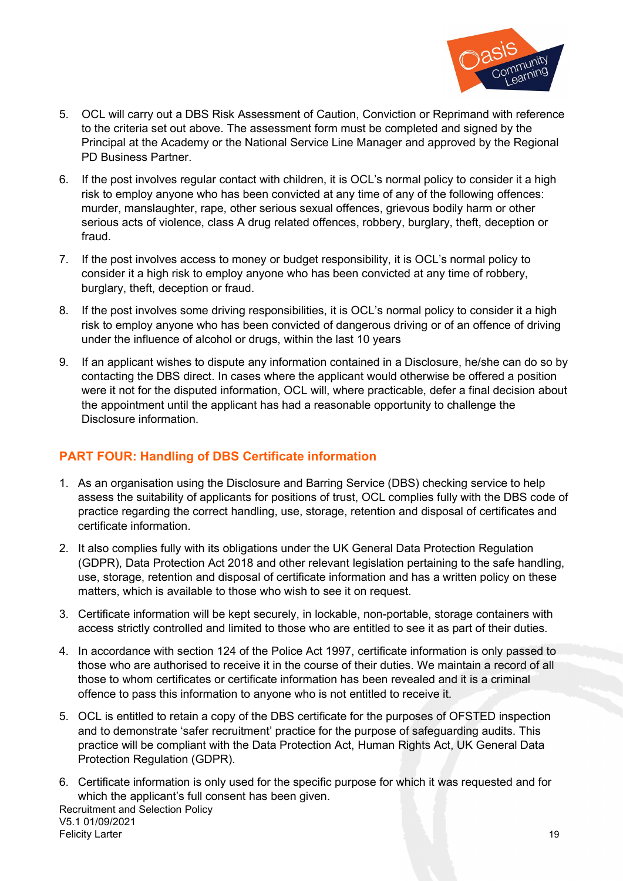5. OCL will carry out a DBS Risk Assessment of Caution, Conviction or Reprimand with reference to the criteria set out above. The assessment form must be completed and signed by the Principal at the Academy or the National Service Line Manager and approved by the Regional PD Business Partner.

6. If the post involves regular contact with children, it is OCL's normal policy to consider it a high risk to employ anyone who has been convicted at any time of any of the following offences: murder, manslaughter, rape, other serious sexual offences, grievous bodily harm or other serious acts of violence, class A drug related offences, robbery, burglary, theft, deception or fraud.

7. If the post involves access to money or budget responsibility, it is OCL's normal policy to consider it a high risk to employ anyone who has been convicted at any time of robbery, burglary, theft, deception or fraud.

8. If the post involves some driving responsibilities, it is OCL's normal policy to consider it a high risk to employ anyone who has been convicted of dangerous driving or of an offence of driving under the influence of alcohol or drugs, within the last 10 years

9. If an applicant wishes to dispute any information contained in a Disclosure, he/she can do so by contacting the DBS direct. In cases where the applicant would otherwise be offered a position were it not for the disputed information, OCL will, where practicable, defer a final decision about the appointment until the applicant has had a reasonable opportunity to challenge the Disclosure information.

## PART FOUR: Handling of DBS Certificate information

1. As an organisation using the Disclosure and Barring Service (DBS) checking service to help assess the suitability of applicants for positions of trust, OCL complies fully with the DBS code of practice regarding the correct handling, use, storage, retention and disposal of certificates and certificate information.

2. It also complies fully with its obligations under the UK General Data Protection Regulation (GDPR), Data Protection Act 2018 and other relevant legislation pertaining to the safe handling, use, storage, retention and disposal of certificate information and has a written policy on these matters, which is available to those who wish to see it on request.

3. Certificate information will be kept securely, in lockable, non-portable, storage containers with access strictly controlled and limited to those who are entitled to see it as part of their duties.

4. In accordance with section 124 of the Police Act 1997, certificate information is only passed to those who are authorised to receive it in the course of their duties. We maintain a record of all those to whom certificates or certificate information has been revealed and it is a criminal offence to pass this information to anyone who is not entitled to receive it.

5. OCL is entitled to retain a copy of the DBS certificate for the purposes of OFSTED inspection and to demonstrate 'safer recruitment' practice for the purpose of safeguarding audits. This practice will be compliant with the Data Protection Act, Human Rights Act, UK General Data Protection Regulation (GDPR).

6. Certificate information is only used for the specific purpose for which it was requested and for which the applicant's full consent has been given.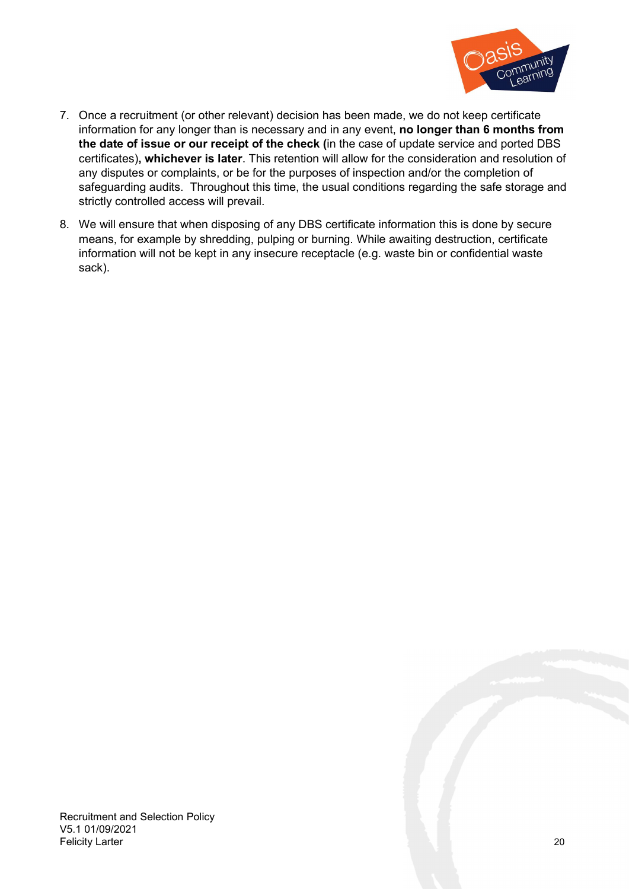7. Once a recruitment (or other relevant) decision has been made, we do not keep certificate information for any longer than is necessary and in any event, **no longer than 6 months from the date of issue or our receipt of the check (**in the case of update service and ported DBS certificates)**, whichever is later**. This retention will allow for the consideration and resolution of any disputes or complaints, or be for the purposes of inspection and/or the completion of safeguarding audits. Throughout this time, the usual conditions regarding the safe storage and strictly controlled access will prevail.

8. We will ensure that when disposing of any DBS certificate information this is done by secure means, for example by shredding, pulping or burning. While awaiting destruction, certificate information will not be kept in any insecure receptacle (e.g. waste bin or confidential waste sack).